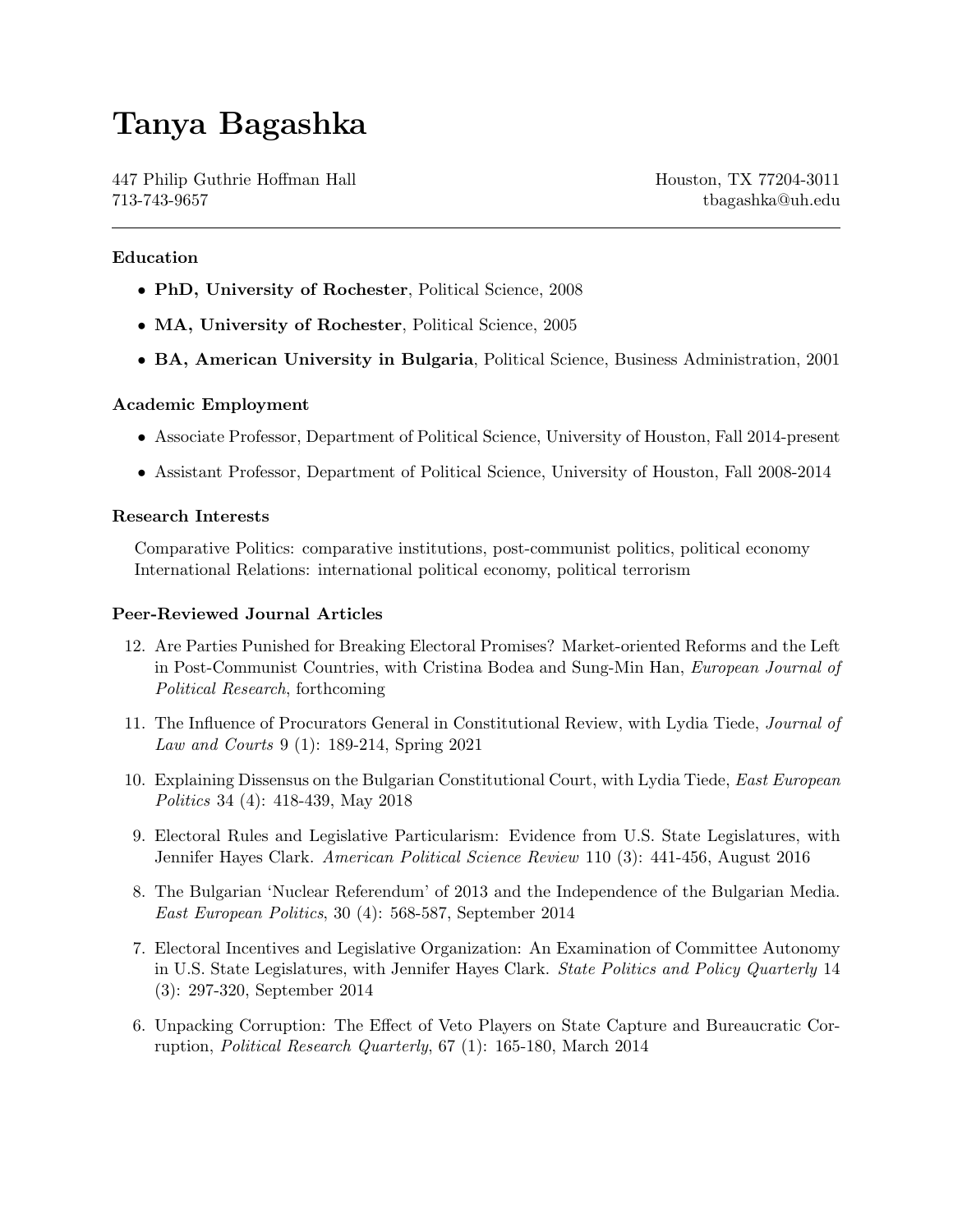# Tanya Bagashka

447 Philip Guthrie Hoffman Hall
713-743-9657

Houston, TX 77204-3011
tbagashka@uh.edu

---

### Education

- **PhD, University of Rochester**, Political Science, 2008
- **MA, University of Rochester**, Political Science, 2005
- **BA, American University in Bulgaria**, Political Science, Business Administration, 2001

### Academic Employment

- Associate Professor, Department of Political Science, University of Houston, Fall 2014-present
- Assistant Professor, Department of Political Science, University of Houston, Fall 2008-2014

### Research Interests

Comparative Politics: comparative institutions, post-communist politics, political economy
International Relations: international political economy, political terrorism

### Peer-Reviewed Journal Articles

12. Are Parties Punished for Breaking Electoral Promises? Market-oriented Reforms and the Left in Post-Communist Countries, with Cristina Bodea and Sung-Min Han, *European Journal of Political Research*, forthcoming

11. The Influence of Procurators General in Constitutional Review, with Lydia Tiede, *Journal of Law and Courts* 9 (1): 189-214, Spring 2021

10. Explaining Dissensus on the Bulgarian Constitutional Court, with Lydia Tiede, *East European Politics* 34 (4): 418-439, May 2018

9. Electoral Rules and Legislative Particularism: Evidence from U.S. State Legislatures, with Jennifer Hayes Clark. *American Political Science Review* 110 (3): 441-456, August 2016

8. The Bulgarian 'Nuclear Referendum' of 2013 and the Independence of the Bulgarian Media. *East European Politics*, 30 (4): 568-587, September 2014

7. Electoral Incentives and Legislative Organization: An Examination of Committee Autonomy in U.S. State Legislatures, with Jennifer Hayes Clark. *State Politics and Policy Quarterly* 14 (3): 297-320, September 2014

6. Unpacking Corruption: The Effect of Veto Players on State Capture and Bureaucratic Corruption, *Political Research Quarterly*, 67 (1): 165-180, March 2014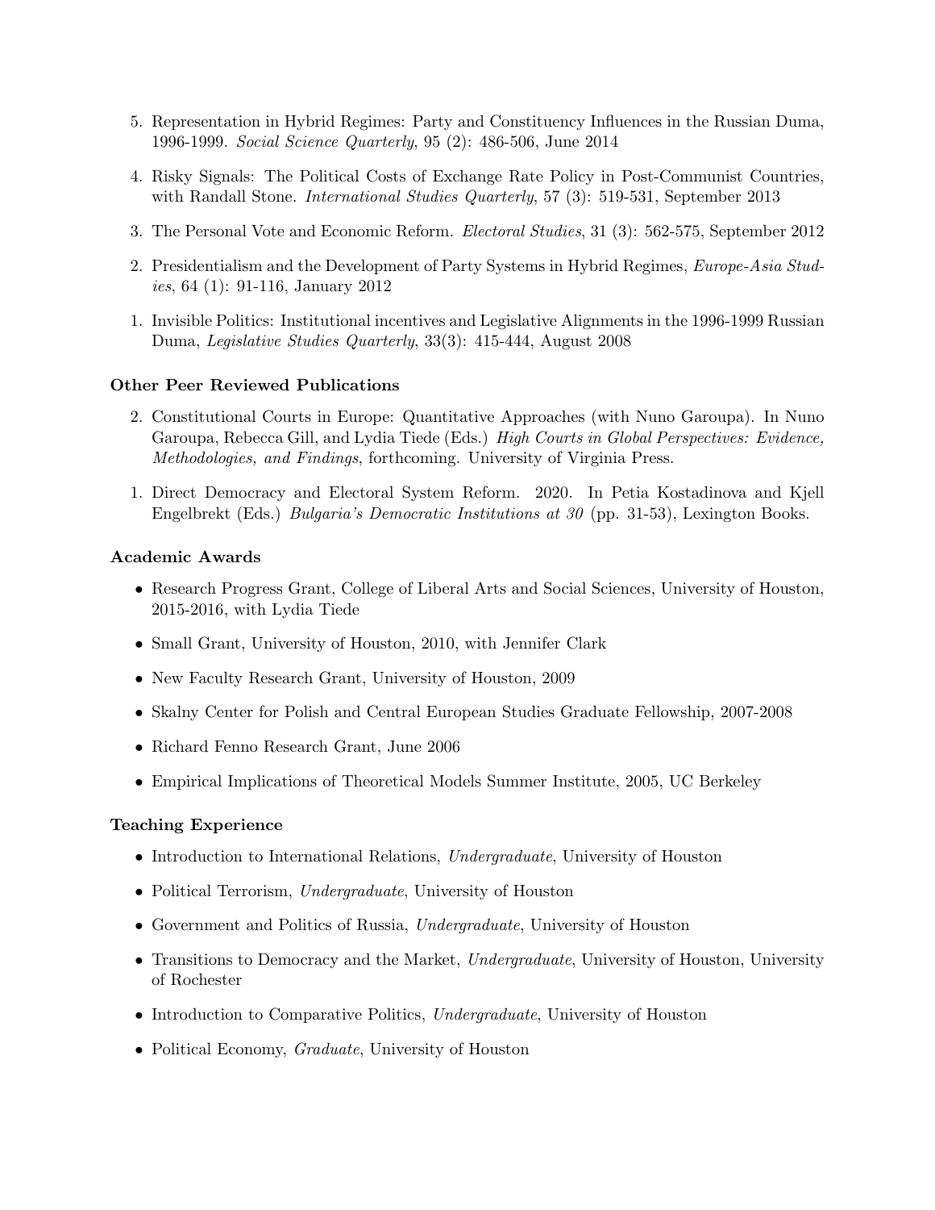5. Representation in Hybrid Regimes: Party and Constituency Influences in the Russian Duma, 1996-1999. *Social Science Quarterly*, 95 (2): 486-506, June 2014

4. Risky Signals: The Political Costs of Exchange Rate Policy in Post-Communist Countries, with Randall Stone. *International Studies Quarterly*, 57 (3): 519-531, September 2013

3. The Personal Vote and Economic Reform. *Electoral Studies*, 31 (3): 562-575, September 2012

2. Presidentialism and the Development of Party Systems in Hybrid Regimes, *Europe-Asia Studies*, 64 (1): 91-116, January 2012

1. Invisible Politics: Institutional incentives and Legislative Alignments in the 1996-1999 Russian Duma, *Legislative Studies Quarterly*, 33(3): 415-444, August 2008

### Other Peer Reviewed Publications

2. Constitutional Courts in Europe: Quantitative Approaches (with Nuno Garoupa). In Nuno Garoupa, Rebecca Gill, and Lydia Tiede (Eds.) *High Courts in Global Perspectives: Evidence, Methodologies, and Findings*, forthcoming. University of Virginia Press.

1. Direct Democracy and Electoral System Reform. 2020. In Petia Kostadinova and Kjell Engelbrekt (Eds.) *Bulgaria's Democratic Institutions at 30* (pp. 31-53), Lexington Books.

### Academic Awards

- Research Progress Grant, College of Liberal Arts and Social Sciences, University of Houston, 2015-2016, with Lydia Tiede
- Small Grant, University of Houston, 2010, with Jennifer Clark
- New Faculty Research Grant, University of Houston, 2009
- Skalny Center for Polish and Central European Studies Graduate Fellowship, 2007-2008
- Richard Fenno Research Grant, June 2006
- Empirical Implications of Theoretical Models Summer Institute, 2005, UC Berkeley

### Teaching Experience

- Introduction to International Relations, *Undergraduate*, University of Houston
- Political Terrorism, *Undergraduate*, University of Houston
- Government and Politics of Russia, *Undergraduate*, University of Houston
- Transitions to Democracy and the Market, *Undergraduate*, University of Houston, University of Rochester
- Introduction to Comparative Politics, *Undergraduate*, University of Houston
- Political Economy, *Graduate*, University of Houston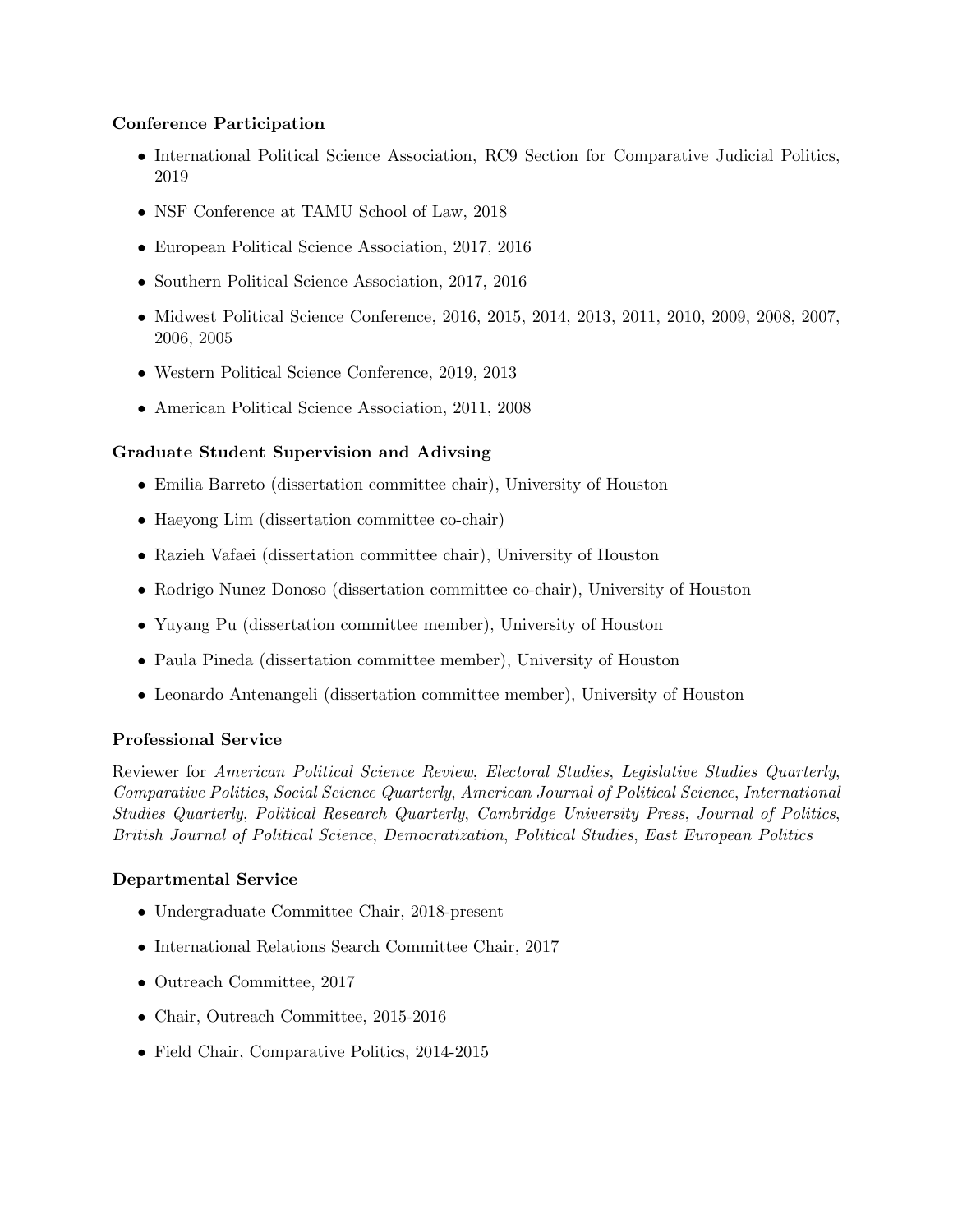### Conference Participation

- International Political Science Association, RC9 Section for Comparative Judicial Politics, 2019
- NSF Conference at TAMU School of Law, 2018
- European Political Science Association, 2017, 2016
- Southern Political Science Association, 2017, 2016
- Midwest Political Science Conference, 2016, 2015, 2014, 2013, 2011, 2010, 2009, 2008, 2007, 2006, 2005
- Western Political Science Conference, 2019, 2013
- American Political Science Association, 2011, 2008

### Graduate Student Supervision and Adivsing

- Emilia Barreto (dissertation committee chair), University of Houston
- Haeyong Lim (dissertation committee co-chair)
- Razieh Vafaei (dissertation committee chair), University of Houston
- Rodrigo Nunez Donoso (dissertation committee co-chair), University of Houston
- Yuyang Pu (dissertation committee member), University of Houston
- Paula Pineda (dissertation committee member), University of Houston
- Leonardo Antenangeli (dissertation committee member), University of Houston

### Professional Service

Reviewer for *American Political Science Review*, *Electoral Studies*, *Legislative Studies Quarterly*, *Comparative Politics*, *Social Science Quarterly*, *American Journal of Political Science*, *International Studies Quarterly*, *Political Research Quarterly*, *Cambridge University Press*, *Journal of Politics*, *British Journal of Political Science*, *Democratization*, *Political Studies*, *East European Politics*

### Departmental Service

- Undergraduate Committee Chair, 2018-present
- International Relations Search Committee Chair, 2017
- Outreach Committee, 2017
- Chair, Outreach Committee, 2015-2016
- Field Chair, Comparative Politics, 2014-2015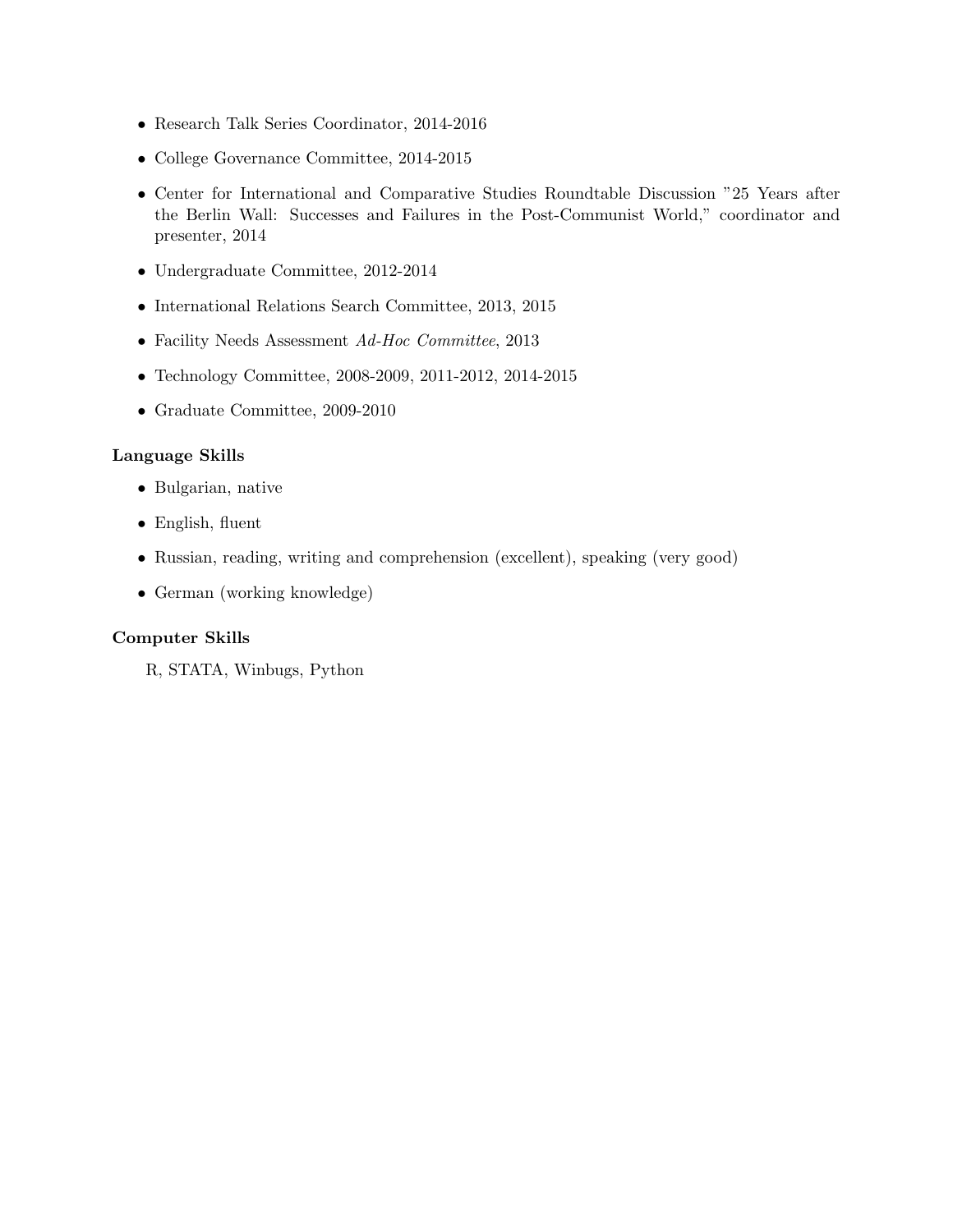- Research Talk Series Coordinator, 2014-2016
- College Governance Committee, 2014-2015
- Center for International and Comparative Studies Roundtable Discussion "25 Years after the Berlin Wall: Successes and Failures in the Post-Communist World," coordinator and presenter, 2014
- Undergraduate Committee, 2012-2014
- International Relations Search Committee, 2013, 2015
- Facility Needs Assessment *Ad-Hoc Committee*, 2013
- Technology Committee, 2008-2009, 2011-2012, 2014-2015
- Graduate Committee, 2009-2010

**Language Skills**

- Bulgarian, native
- English, fluent
- Russian, reading, writing and comprehension (excellent), speaking (very good)
- German (working knowledge)

**Computer Skills**

R, STATA, Winbugs, Python